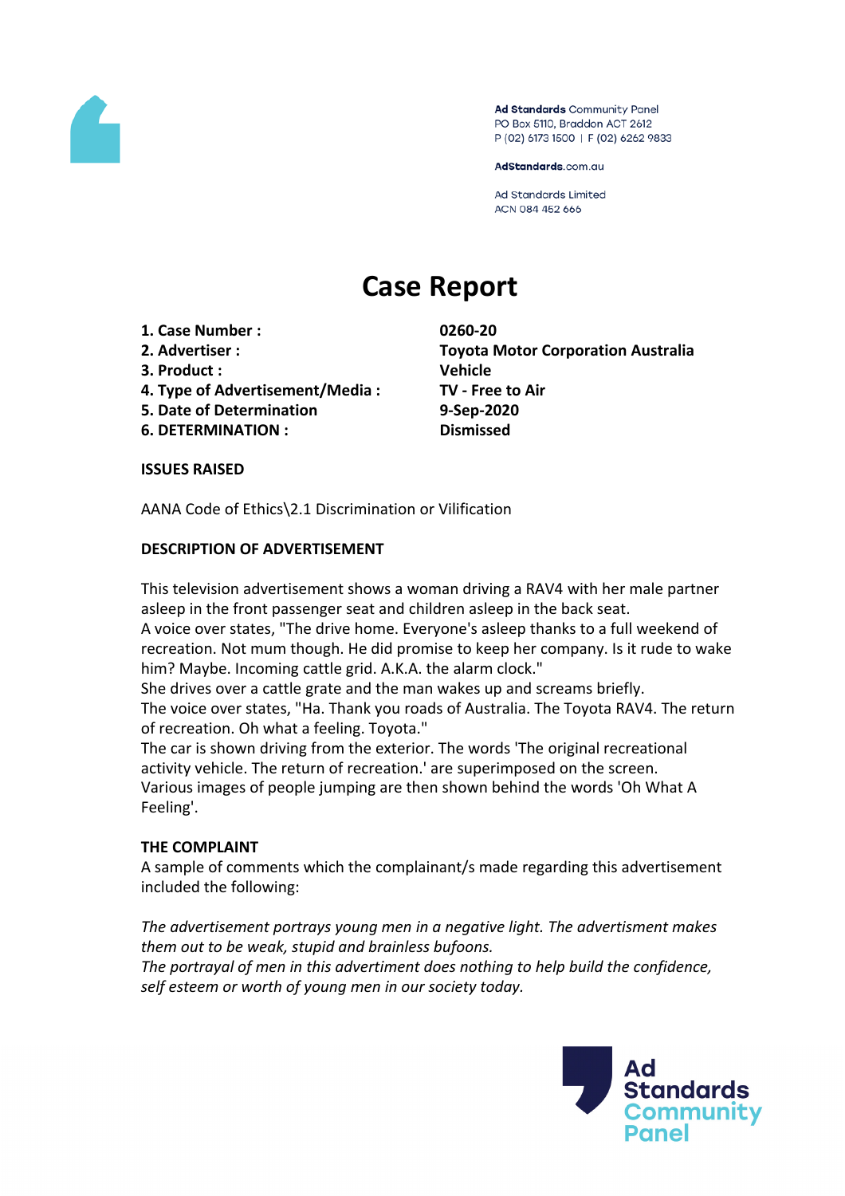Ad Standards Community Panel
PO Box 5110, Braddon ACT 2612
P (02) 6173 1500 | F (02) 6262 9833

AdStandards.com.au

Ad Standards Limited
ACN 084 452 666

# Case Report

| | |
|---|---|
| **1. Case Number :** | **0260-20** |
| **2. Advertiser :** | **Toyota Motor Corporation Australia** |
| **3. Product :** | **Vehicle** |
| **4. Type of Advertisement/Media :** | **TV - Free to Air** |
| **5. Date of Determination** | **9-Sep-2020** |
| **6. DETERMINATION :** | **Dismissed** |

**ISSUES RAISED**

AANA Code of Ethics\2.1 Discrimination or Vilification

**DESCRIPTION OF ADVERTISEMENT**

This television advertisement shows a woman driving a RAV4 with her male partner asleep in the front passenger seat and children asleep in the back seat.
A voice over states, "The drive home. Everyone's asleep thanks to a full weekend of recreation. Not mum though. He did promise to keep her company. Is it rude to wake him? Maybe. Incoming cattle grid. A.K.A. the alarm clock."
She drives over a cattle grate and the man wakes up and screams briefly.
The voice over states, "Ha. Thank you roads of Australia. The Toyota RAV4. The return of recreation. Oh what a feeling. Toyota."
The car is shown driving from the exterior. The words 'The original recreational activity vehicle. The return of recreation.' are superimposed on the screen.
Various images of people jumping are then shown behind the words 'Oh What A Feeling'.

**THE COMPLAINT**

A sample of comments which the complainant/s made regarding this advertisement included the following:

*The advertisement portrays young men in a negative light. The advertisment makes them out to be weak, stupid and brainless bufoons.*
*The portrayal of men in this advertiment does nothing to help build the confidence, self esteem or worth of young men in our society today.*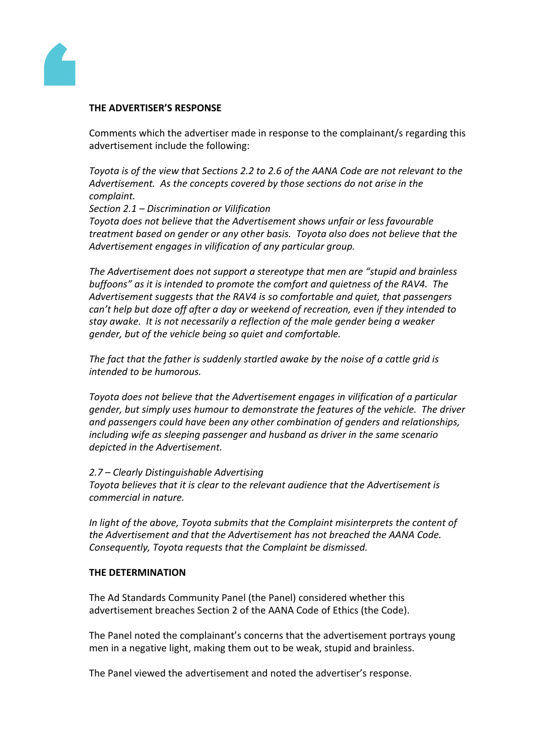**THE ADVERTISER'S RESPONSE**

Comments which the advertiser made in response to the complainant/s regarding this advertisement include the following:

*Toyota is of the view that Sections 2.2 to 2.6 of the AANA Code are not relevant to the Advertisement. As the concepts covered by those sections do not arise in the complaint.*
*Section 2.1 – Discrimination or Vilification*
*Toyota does not believe that the Advertisement shows unfair or less favourable treatment based on gender or any other basis. Toyota also does not believe that the Advertisement engages in vilification of any particular group.*

*The Advertisement does not support a stereotype that men are "stupid and brainless buffoons" as it is intended to promote the comfort and quietness of the RAV4. The Advertisement suggests that the RAV4 is so comfortable and quiet, that passengers can't help but doze off after a day or weekend of recreation, even if they intended to stay awake. It is not necessarily a reflection of the male gender being a weaker gender, but of the vehicle being so quiet and comfortable.*

*The fact that the father is suddenly startled awake by the noise of a cattle grid is intended to be humorous.*

*Toyota does not believe that the Advertisement engages in vilification of a particular gender, but simply uses humour to demonstrate the features of the vehicle. The driver and passengers could have been any other combination of genders and relationships, including wife as sleeping passenger and husband as driver in the same scenario depicted in the Advertisement.*

*2.7 – Clearly Distinguishable Advertising*
*Toyota believes that it is clear to the relevant audience that the Advertisement is commercial in nature.*

*In light of the above, Toyota submits that the Complaint misinterprets the content of the Advertisement and that the Advertisement has not breached the AANA Code. Consequently, Toyota requests that the Complaint be dismissed.*

**THE DETERMINATION**

The Ad Standards Community Panel (the Panel) considered whether this advertisement breaches Section 2 of the AANA Code of Ethics (the Code).

The Panel noted the complainant's concerns that the advertisement portrays young men in a negative light, making them out to be weak, stupid and brainless.

The Panel viewed the advertisement and noted the advertiser's response.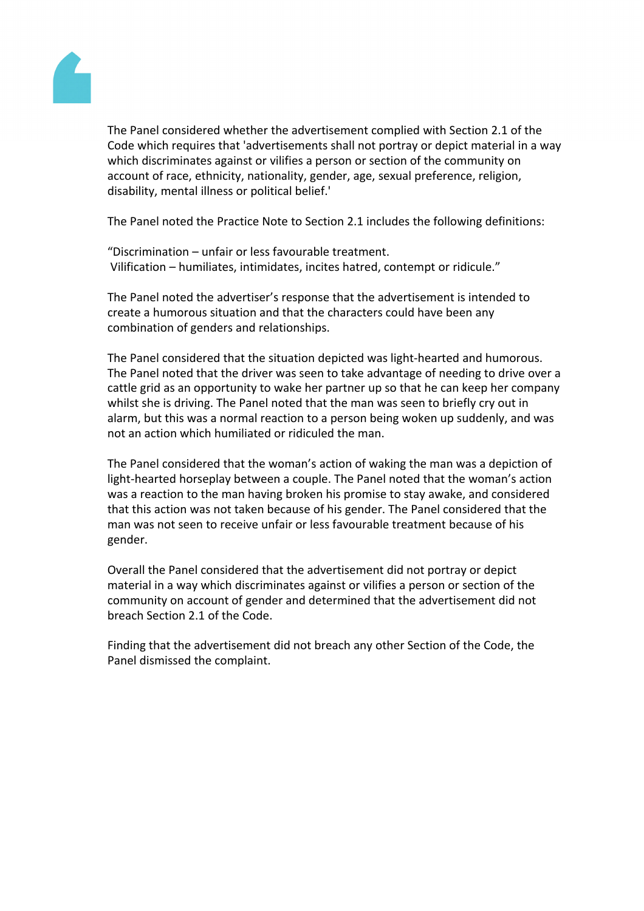The Panel considered whether the advertisement complied with Section 2.1 of the Code which requires that 'advertisements shall not portray or depict material in a way which discriminates against or vilifies a person or section of the community on account of race, ethnicity, nationality, gender, age, sexual preference, religion, disability, mental illness or political belief.'

The Panel noted the Practice Note to Section 2.1 includes the following definitions:

“Discrimination – unfair or less favourable treatment.
Vilification – humiliates, intimidates, incites hatred, contempt or ridicule.”

The Panel noted the advertiser’s response that the advertisement is intended to create a humorous situation and that the characters could have been any combination of genders and relationships.

The Panel considered that the situation depicted was light-hearted and humorous. The Panel noted that the driver was seen to take advantage of needing to drive over a cattle grid as an opportunity to wake her partner up so that he can keep her company whilst she is driving. The Panel noted that the man was seen to briefly cry out in alarm, but this was a normal reaction to a person being woken up suddenly, and was not an action which humiliated or ridiculed the man.

The Panel considered that the woman’s action of waking the man was a depiction of light-hearted horseplay between a couple. The Panel noted that the woman’s action was a reaction to the man having broken his promise to stay awake, and considered that this action was not taken because of his gender. The Panel considered that the man was not seen to receive unfair or less favourable treatment because of his gender.

Overall the Panel considered that the advertisement did not portray or depict material in a way which discriminates against or vilifies a person or section of the community on account of gender and determined that the advertisement did not breach Section 2.1 of the Code.

Finding that the advertisement did not breach any other Section of the Code, the Panel dismissed the complaint.